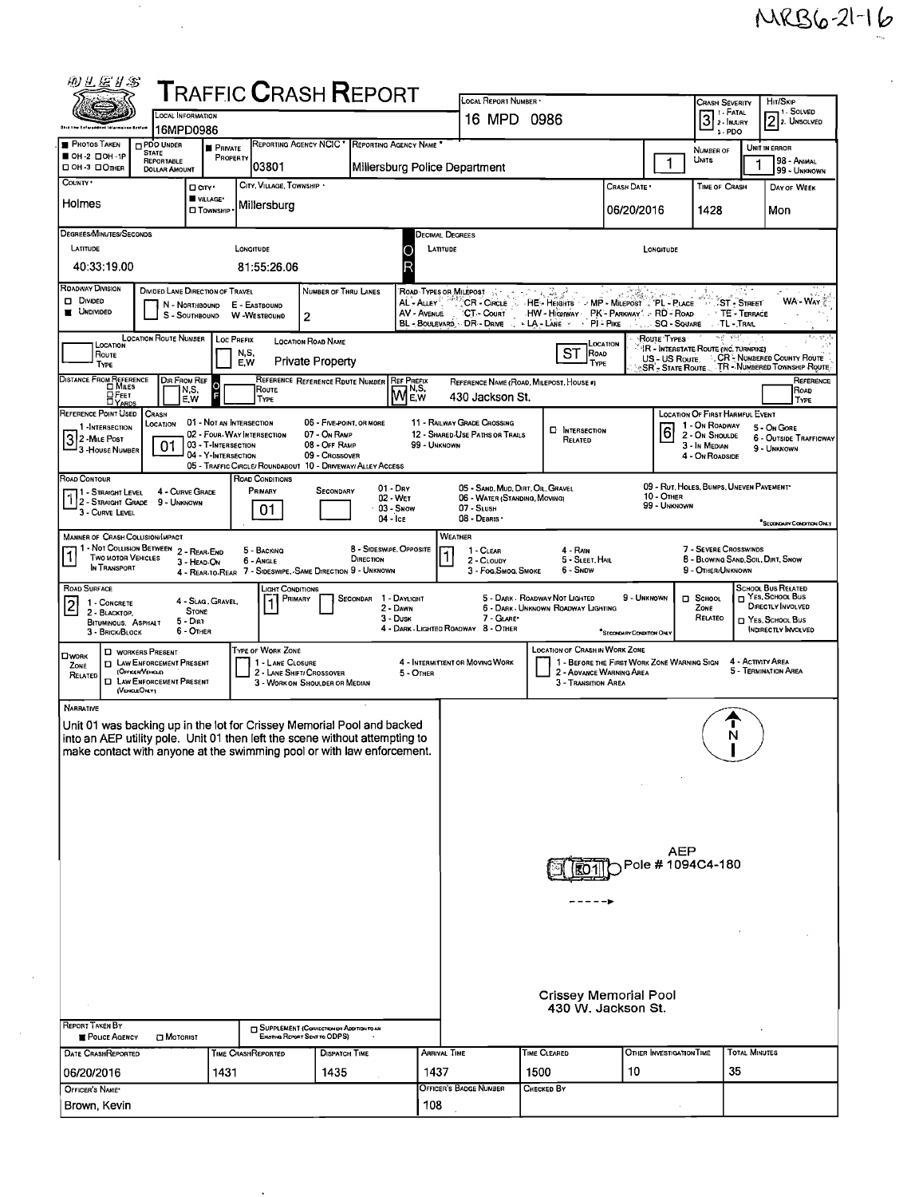MRB6-21-16

# TRAFFIC CRASH REPORT

| Field | Value |
| --- | --- |
| Local Information | 16MPD0986 |
| Local Report Number | 16 MPD 0986 |
| Crash Severity | 3 (1 - Fatal, 2 - Injury, 3 - PDO) |
| Hit/Skip | 2 (1 - Solved, 2 - Unsolved) |
| Photos Taken | OH-2 / OH-1P / OH-3 / Other |
| PDO Under State Reportable Dollar Amount | |
| Private Property | ■ |
| Reporting Agency NCIC | 03801 |
| Reporting Agency Name | Millersburg Police Department |
| Number of Units | 1 |
| Unit in Error | 1 (98 - Animal, 99 - Unknown) |
| County | Holmes |
| City, Village, Township | Village: Millersburg |
| Crash Date | 06/20/2016 |
| Time of Crash | 1428 |
| Day of Week | Mon |
| Latitude (Degrees/Minutes/Seconds) | 40:33:19.00 |
| Longitude (Degrees/Minutes/Seconds) | 81:55:26.06 |
| Roadway Division | Undivided |
| Number of Thru Lanes | 2 |
| Location Road Name | Private Property |
| Location Road Type | ST |
| Reference Point Used | 3 - House Number |
| Reference Prefix | W |
| Reference Name (Road, Milepost, House #) | 430 Jackson St. |
| Crash Location | 01 - Not an Intersection |
| Location of First Harmful Event | 6 - Outside Trafficway |
| Road Contour | 1 - Straight Level |
| Road Conditions (Primary) | 01 - Dry |
| Manner of Crash Collision/Impact | 1 - Not Collision Between Two Motor Vehicles in Transport |
| Weather | 1 - Clear |
| Road Surface | 2 - Blacktop, Bituminous, Asphalt |
| Light Conditions (Primary) | 1 - Daylight |

## Narrative

Unit 01 was backing up in the lot for Crissey Memorial Pool and backed into an AEP utility pole. Unit 01 then left the scene without attempting to make contact with anyone at the swimming pool or with law enforcement.

Diagram labels: N; AEP Pole # 1094C4-180; 01; Crissey Memorial Pool 430 W. Jackson St.

| Report Taken By | Date Crash Reported | Time Crash Reported | Dispatch Time | Arrival Time | Time Cleared | Other Investigation Time | Total Minutes |
| --- | --- | --- | --- | --- | --- | --- | --- |
| Police Agency | 06/20/2016 | 1431 | 1435 | 1437 | 1500 | 10 | 35 |

| Officer's Name | Officer's Badge Number | Checked By |
| --- | --- | --- |
| Brown, Kevin | 108 | |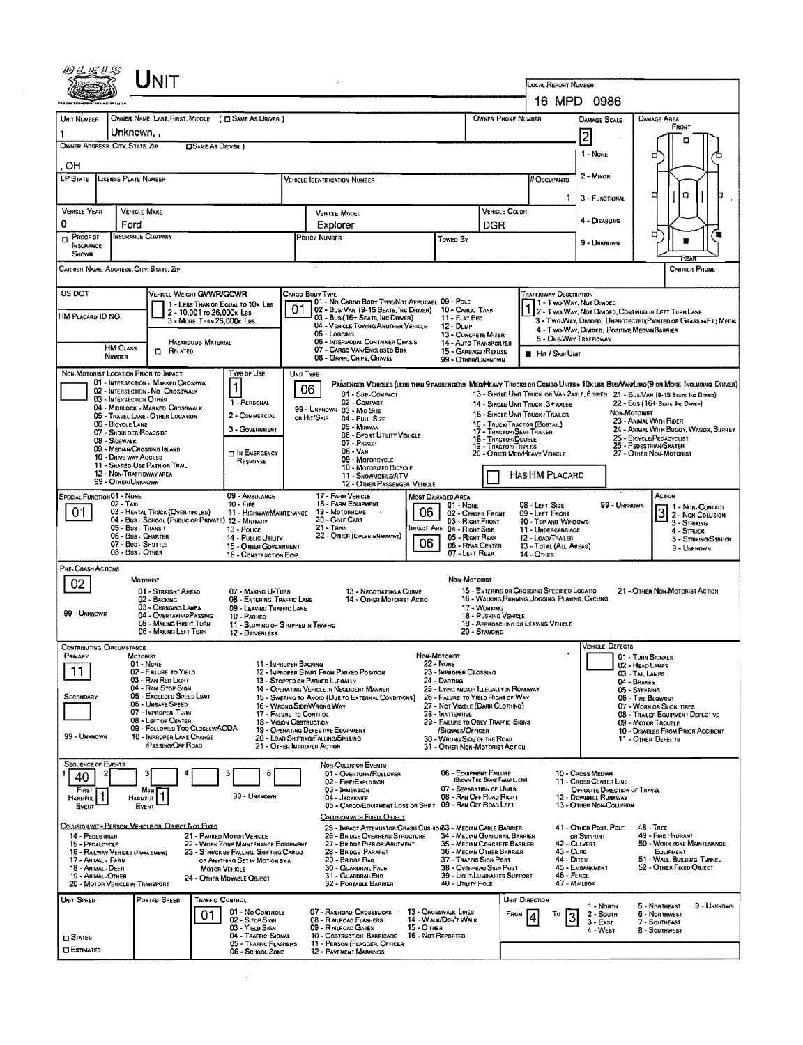# UNIT

**LOCAL REPORT NUMBER:** 16 MPD 0986

| UNIT NUMBER | OWNER NAME: LAST, FIRST, MIDDLE (☐ SAME AS DRIVER) | OWNER PHONE NUMBER | DAMAGE SCALE | DAMAGE AREA |
|---|---|---|---|---|
| 1 | Unknown, , | | 2 | FRONT |

OWNER ADDRESS: CITY, STATE, ZIP ☐ SAME AS DRIVER

, OH

**DAMAGE SCALE:** 1 - NONE, 2 - MINOR, 3 - FUNCTIONAL, 4 - DISABLING, 9 - UNKNOWN

| LP STATE | LICENSE PLATE NUMBER | VEHICLE IDENTIFICATION NUMBER | # OCCUPANTS |
|---|---|---|---|
| | | | 1 |

| VEHICLE YEAR | VEHICLE MAKE | VEHICLE MODEL | VEHICLE COLOR |
|---|---|---|---|
| 0 | Ford | Explorer | DGR |

| ☐ PROOF OF INSURANCE SHOWN | INSURANCE COMPANY | POLICY NUMBER | TOWED BY |
|---|---|---|---|
| | | | |

CARRIER NAME, ADDRESS, CITY, STATE, ZIP — CARRIER PHONE

US DOT

**VEHICLE WEIGHT GVWR/GCWR:** 1 - LESS THAN OR EQUAL TO 10K LBS; 2 - 10,001 TO 26,000K LBS; 3 - MORE THAN 26,000K LBS.

HM PLACARD ID NO.

HM CLASS NUMBER — ☐ RELATED — HAZARDOUS MATERIAL

**CARGO BODY TYPE:** 01
01 - NO CARGO BODY TYPE/NOT APPLICABLE; 02 - BUS/VAN (9-15 SEATS, INC DRIVER); 03 - BUS (16+ SEATS, INC DRIVER); 04 - VEHICLE TOWING ANOTHER VEHICLE; 05 - LOGGING; 06 - INTERMODAL CONTAINER CHASIS; 07 - CARGO VAN/ENCLOSED BOX; 08 - GRAIN, CHIPS, GRAVEL; 09 - POLE; 10 - CARGO TANK; 11 - FLAT BED; 12 - DUMP; 13 - CONCRETE MIXER; 14 - AUTO TRANSPORTER; 15 - GARBAGE/REFUSE; 99 - OTHER/UNKNOWN

**TRAFFICWAY DESCRIPTION:** 1
1 - TWO-WAY, NOT DIVIDED; 2 - TWO-WAY, NOT DIVIDED, CONTINUOUS LEFT TURN LANE; 3 - TWO-WAY, DIVIDED, UNPROTECTED(PAINTED OR GRASS >4FT.) MEDIA; 4 - TWO-WAY, DIVIDED, POSITIVE MEDIAN BARRIER; 5 - ONE-WAY TRAFFICWAY

■ HIT / SKIP UNIT

**NON-MOTORIST LOCATION PRIOR TO IMPACT:**
01 - INTERSECTION - MARKED CROSSWAL; 02 - INTERSECTION - NO CROSSWALK; 03 - INTERSECTION OTHER; 04 - MIDBLOCK - MARKED CROSSWALK; 05 - TRAVEL LANE - OTHER LOCATION; 06 - BICYCLE LANE; 07 - SHOULDER/ROADSIDE; 08 - SIDEWALK; 09 - MEDIAN/CROSSING ISLAND; 10 - DRIVE WAY ACCESS; 11 - SHARED-USE PATH OR TRAIL; 12 - NON-TRAFFICWAY AREA; 99 - OTHER/UNKNOWN

**TYPE OF USE:** 1
1 - PERSONAL; 2 - COMMERCIAL; 3 - GOVERNMENT; ☐ IN EMERGENCY RESPONSE

**UNIT TYPE:** 06
PASSENGER VEHICLES (LESS THAN 9 PASSENGERS): 01 - SUB-COMPACT; 02 - COMPACT; 99 - UNKNOWN 03 - MID SIZE; OR HIT/SKIP 04 - FULL SIZE; 05 - MINIVAN; 06 - SPORT UTILITY VEHICLE; 07 - PICKUP; 08 - VAN; 09 - MOTORCYCLE; 10 - MOTORIZED BICYCLE; 11 - SNOWMOBILE/ATV; 12 - OTHER PASSENGER VEHICLE
MED/HEAVY TRUCKS OR COMBO UNITS > 10K LBS BUS/VAN/LIMO (9 OR MORE INCLUDING DRIVER): 13 - SINGLE UNIT TRUCK OR VAN 2AXLE, 6 TIRES; 14 - SINGLE UNIT TRUCK; 3+ AXLES; 15 - SINGLE UNIT TRUCK / TRAILER; 16 - TRUCK/TRACTOR (BOBTAIL); 17 - TRACTOR/SEMI-TRAILER; 18 - TRACTOR/DOUBLE; 19 - TRACTOR/TRIPLES; 20 - OTHER MED/HEAVY VEHICLE; 21 - BUS/VAN (9-15 SEATS, INC DRIVER); 22 - BUS (16+ SEATS, INC DRIVER)
NON-MOTORIST: 23 - ANIMAL WITH RIDER; 24 - ANIMAL WITH BUGGY, WAGON, SURREY; 25 - BICYCLE/PEDACYCLIST; 26 - PEDESTRIAN/SKATER; 27 - OTHER NON-MOTORIST

☐ HAS HM PLACARD

**SPECIAL FUNCTION:** 01
01 - NONE; 02 - TAXI; 03 - RENTAL TRUCK (OVER 10K LBS); 04 - BUS - SCHOOL (PUBLIC OR PRIVATE); 05 - BUS - TRANSIT; 06 - BUS - CHARTER; 07 - BUS - SHUTTLE; 08 - BUS - OTHER; 09 - AMBULANCE; 10 - FIRE; 11 - HIGHWAY/MAINTENANCE; 12 - MILITARY; 13 - POLICE; 14 - PUBLIC UTILITY; 15 - OTHER GOVERNMENT; 16 - CONSTRUCTION EQIP.; 17 - FARM VEHICLE; 18 - FARM EQUIPMENT; 19 - MOTORHOME; 20 - GOLF CART; 21 - TRAIN; 22 - OTHER (EXPLAIN IN NARRATIVE)

**MOST DAMAGED AREA:** 06
**IMPACT ARE:** 06
01 - NONE; 02 - CENTER FRONT; 03 - RIGHT FRONT; 04 - RIGHT SIDE; 05 - RIGHT REAR; 06 - REAR CENTER; 07 - LEFT REAR; 08 - LEFT SIDE; 09 - LEFT FRONT; 10 - TOP AND WINDOWS; 11 - UNDERCARRIAGE; 12 - LOAD/TRAILER; 13 - TOTAL (ALL AREAS); 14 - OTHER; 99 - UNKNOWN

**ACTION:** 3
1 - NON-CONTACT; 2 - NON-COLLISION; 3 - STRIKING; 4 - STRUCK; 5 - STRIKING/STRUCK; 9 - UNKNOWN

**PRE-CRASH ACTIONS:** 02
MOTORIST: 01 - STRAIGHT AHEAD; 02 - BACKING; 03 - CHANGING LANES; 04 - OVERTAKING/PASSING; 05 - MAKING RIGHT TURN; 06 - MAKING LEFT TURN; 07 - MAKING U-TURN; 08 - ENTERING TRAFFIC LANE; 09 - LEAVING TRAFFIC LANE; 10 - PARKED; 11 - SLOWING OR STOPPED IN TRAFFIC; 12 - DRIVERLESS; 13 - NEGOTIATING A CURVE; 14 - OTHER MOTORIST ACTIO; 99 - UNKNOWN
NON-MOTORIST: 15 - ENTERING OR CROSSING SPECIFIED LOCATIO; 16 - WALKING, RUNNING, JOGGING, PLAYING, CYCLING; 17 - WORKING; 18 - PUSHING VEHICLE; 19 - APPROACHING OR LEAVING VEHICLE; 20 - STANDING; 21 - OTHER NON-MOTORIST ACTION

**CONTRIBUTING CIRCUMSTANCE**
PRIMARY: 11
SECONDARY:
MOTORIST: 01 - NONE; 02 - FAILURE TO YIELD; 03 - RAN RED LIGHT; 04 - RAN STOP SIGN; 05 - EXCEEDED SPEED LIMIT; 06 - UNSAFE SPEED; 07 - IMPROPER TURN; 08 - LEFT OF CENTER; 09 - FOLLOWED TOO CLOSELY/ACDA; 10 - IMPROPER LANE CHANGE /PASSING/OFF ROAD; 11 - IMPROPER BACKING; 12 - IMPROPER START FROM PARKED POSITION; 13 - STOPPED OR PARKED ILLEGALLY; 14 - OPERATING VEHICLE IN NEGLIGENT MANNER; 15 - SWERING TO AVOID (DUE TO EXTERNAL CONDITIONS); 16 - WRONG SIDE/WRONG WAY; 17 - FALURE TO CONTROL; 18 - VISION OBSTRUCTION; 19 - OPERATING DEFECTIVE EQUIPMENT; 20 - LOAD SHIFTING/FALLING/SPILLING; 21 - OTHER IMPROPER ACTION; 99 - UNKNOWN
NON-MOTORIST: 22 - NONE; 23 - IMPROPER CROSSING; 24 - DARTING; 25 - LYING AND/OR ILLEGALLY IN ROADWAY; 26 - FALURE TO YIELD RIGHT OF WAY; 27 - NOT VISIBLE (DARK CLOTHING); 28 - INATTENTIVE; 29 - FAILURE TO OBEY TRAFFIC SIGNS /SIGNALS/OFFICER; 30 - WRONG SIDE OF THE ROAD; 31 - OTHER NON-MOTORIST ACTION

**VEHICLE DEFECTS:** 01 - TURN SIGNALS; 02 - HEAD LAMPS; 03 - TAIL LAMPS; 04 - BRAKES; 05 - STEERING; 06 - TIRE BLOWOUT; 07 - WORN OR SLICK TIRES; 08 - TRAILER EQUIPMENT DEFECTIVE; 09 - MOTOR TROUBLE; 10 - DISABLED FROM PRIOR ACCIDENT; 11 - OTHER DEFECTS

**SEQUENCE OF EVENTS:** 1: 40; 2: ; 3: ; 4: ; 5: ; 6:
FIRST HARMFUL EVENT: 1; MOST HARMFUL EVENT: 1; 99 - UNKNOWN

NON-COLLISION EVENTS: 01 - OVERTURN/ROLLOVER; 02 - FIRE/EXPLOSION; 03 - IMMERSION; 04 - JACKKNIFE; 05 - CARGO/EQUIPMENT LOSS OR SHIFT; 06 - EQUIPMENT FAILURE (BLOWN TIRE, BRAKE FAILURE, ETC); 07 - SEPARATION OF UNITS; 08 - RAN OFF ROAD RIGHT; 09 - RAN OFF ROAD LEFT; 10 - CROSS MEDIAN; 11 - CROSS CENTER LINE OPPOSITE DIRECTION OF TRAVEL; 12 - DOWNHILL RUNAWAY; 13 - OTHER NON-COLLISION

COLLISION WITH PERSON, VEHICLE OR OBJECT NOT FIXED: 14 - PEDESTRIAN; 15 - PEDALCYCLE; 16 - RAILWAY VEHICLE (TRAIN, ENGINE); 17 - ANIMAL - FARM; 18 - ANIMAL - DEER; 19 - ANIMAL - OTHER; 20 - MOTOR VEHICLE IN TRANSPORT; 21 - PARKED MOTOR VEHICLE; 22 - WORK ZONE MAINTENANCE EQUIPMENT; 23 - STRUCK BY FALLING, SHIFTING CARGO OR ANYTHING SET IN MOTION BY A MOTOR VEHICLE; 24 - OTHER MOVABLE OBJECT

COLLISION WITH FIXED, OBJECT: 25 - IMPACT ATTENUATOR/CRASH CUSHION; 26 - BRIDGE OVERHEAD STRUCTURE; 27 - BRIDGE PIER OR ABUTMENT; 28 - BRIDGE PARAPET; 29 - BRIDGE RAIL; 30 - GUARDRAIL FACE; 31 - GUARDRAIL END; 32 - PORTABLE BARRIER; 33 - MEDIAN CABLE BARRIER; 34 - MEDIAN GUARDRAIL BARRIER; 35 - MEDIAN CONCRETE BARRIER; 36 - MEDIAN OTHER BARRIER; 37 - TRAFFIC SIGN POST; 38 - OVERHEAD SIGN POST; 39 - LIGHT/LUMINARIES SUPPORT; 40 - UTILITY POLE; 41 - OTHER POST, POLE OR SUPPORT; 42 - CULVERT; 43 - CURB; 44 - DITCH; 45 - EMBANKMENT; 46 - FENCE; 47 - MAILBOX; 48 - TREE; 49 - FIRE HYDRANT; 50 - WORK ZONE MAINTENANCE EQUIPMENT; 51 - WALL, BUILDING, TUNNEL; 52 - OTHER FIXED OBJECT

| UNIT SPEED | POSTED SPEED | TRAFFIC CONTROL | UNIT DIRECTION |
|---|---|---|---|
| | | 01 | FROM 4 TO 3 |

☐ STATED ☐ ESTIMATED

TRAFFIC CONTROL: 01 - NO CONTROLS; 02 - STOP SIGN; 03 - YIELD SIGN; 04 - TRAFFIC SIGNAL; 05 - TRAFFIC FLASHERS; 06 - SCHOOL ZONE; 07 - RAILROAD CROSSBUCKS; 08 - RAILROAD FLASHERS; 09 - RAILROAD GATES; 10 - COSTRUCTION BARRICADE; 11 - PERSON (FLAGGER, OFFICER; 12 - PAVEMENT MARKINGS; 13 - CROSSWALK LINES; 14 - WALK/DON'T WALK; 15 - OTHER; 16 - NOT REPORTED

UNIT DIRECTION: 1 - NORTH; 2 - SOUTH; 3 - EAST; 4 - WEST; 5 - NORTHEAST; 6 - NORTHWEST; 7 - SOUTHEAST; 8 - SOUTHWEST; 9 - UNKNOWN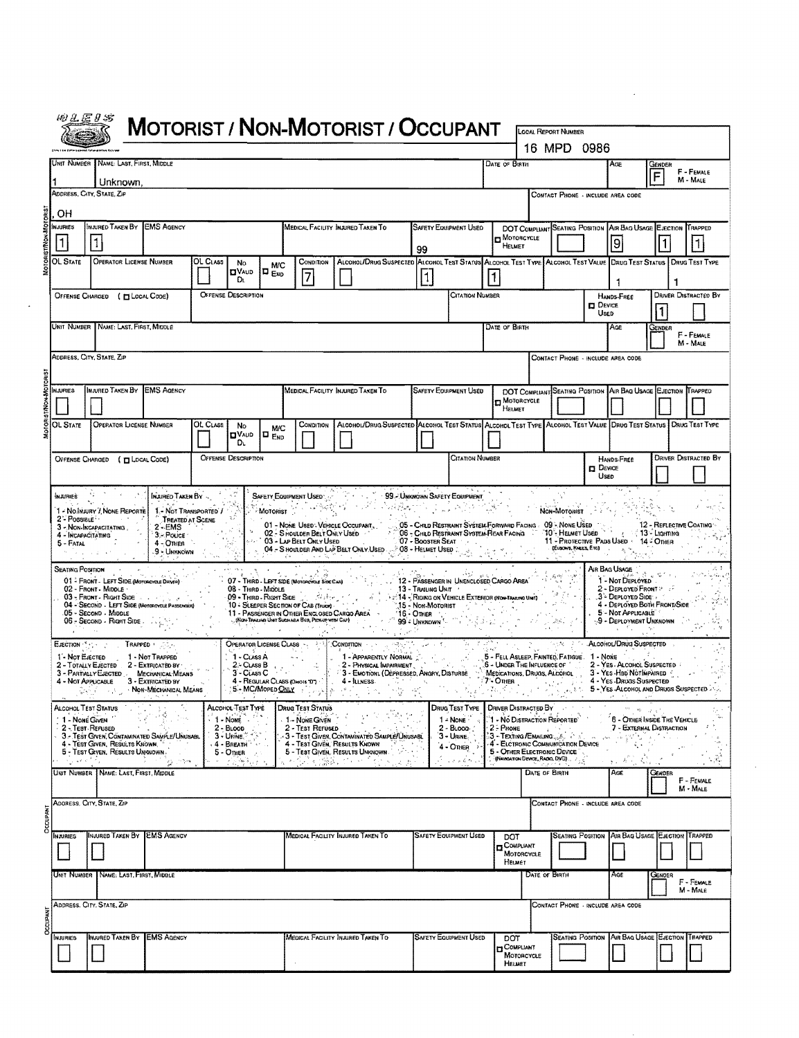# MOTORIST / NON-MOTORIST / OCCUPANT

**LOCAL REPORT NUMBER:** 16 MPD 0986

## Motorist/Non-Motorist

| UNIT NUMBER | NAME: LAST, FIRST, MIDDLE | DATE OF BIRTH | AGE | GENDER (F - FEMALE, M - MALE) |
|---|---|---|---|---|
| 1 | Unknown, | | | F |

| ADDRESS, CITY, STATE, ZIP | CONTACT PHONE - INCLUDE AREA CODE |
|---|---|
| , OH | |

| INJURIES | INJURED TAKEN BY | EMS AGENCY | MEDICAL FACILITY INJURED TAKEN TO | SAFETY EQUIPMENT USED | DOT COMPLIANT MOTORCYCLE HELMET | SEATING POSITION | AIR BAG USAGE | EJECTION | TRAPPED |
|---|---|---|---|---|---|---|---|---|---|
| 1 | 1 | | | 99 | | | 9 | 1 | 1 |

| OL STATE | OPERATOR LICENSE NUMBER | OL CLASS | NO VALID DL | M/C END | CONDITION | ALCOHOL/DRUG SUSPECTED | ALCOHOL TEST STATUS | ALCOHOL TEST TYPE | ALCOHOL TEST VALUE | DRUG TEST STATUS | DRUG TEST TYPE |
|---|---|---|---|---|---|---|---|---|---|---|---|
| | | | | | 7 | | 1 | 1 | | 1 | 1 |

| OFFENSE CHARGED (LOCAL CODE) | OFFENSE DESCRIPTION | CITATION NUMBER | HANDS-FREE DEVICE USED | DRIVER DISTRACTED BY |
|---|---|---|---|---|
| | | | | 1 |

## Motorist/Non-Motorist

| UNIT NUMBER | NAME: LAST, FIRST, MIDDLE | DATE OF BIRTH | AGE | GENDER (F - FEMALE, M - MALE) |
|---|---|---|---|---|
| | | | | |

| ADDRESS, CITY, STATE, ZIP | CONTACT PHONE - INCLUDE AREA CODE |
|---|---|
| | |

| INJURIES | INJURED TAKEN BY | EMS AGENCY | MEDICAL FACILITY INJURED TAKEN TO | SAFETY EQUIPMENT USED | DOT COMPLIANT MOTORCYCLE HELMET | SEATING POSITION | AIR BAG USAGE | EJECTION | TRAPPED |
|---|---|---|---|---|---|---|---|---|---|
| | | | | | | | | | |

| OL STATE | OPERATOR LICENSE NUMBER | OL CLASS | NO VALID DL | M/C END | CONDITION | ALCOHOL/DRUG SUSPECTED | ALCOHOL TEST STATUS | ALCOHOL TEST TYPE | ALCOHOL TEST VALUE | DRUG TEST STATUS | DRUG TEST TYPE |
|---|---|---|---|---|---|---|---|---|---|---|---|
| | | | | | | | | | | | |

| OFFENSE CHARGED (LOCAL CODE) | OFFENSE DESCRIPTION | CITATION NUMBER | HANDS-FREE DEVICE USED | DRIVER DISTRACTED BY |
|---|---|---|---|---|
| | | | | |

## Codes

**INJURIES**
1 - NO INJURY / NONE REPORTED
2 - POSSIBLE
3 - NON-INCAPACITATING
4 - INCAPACITATING
5 - FATAL

**INJURED TAKEN BY**
1 - NOT TRANSPORTED / TREATED AT SCENE
2 - EMS
3 - POLICE
4 - OTHER
9 - UNKNOWN

**SAFETY EQUIPMENT USED** (99 - UNKNOWN SAFETY EQUIPMENT)

MOTORIST:
01 - NONE USED - VEHICLE OCCUPANT
02 - SHOULDER BELT ONLY USED
03 - LAP BELT ONLY USED
04 - SHOULDER AND LAP BELT ONLY USED
05 - CHILD RESTRAINT SYSTEM-FORWARD FACING
06 - CHILD RESTRAINT SYSTEM-REAR FACING
07 - BOOSTER SEAT
08 - HELMET USED

NON-MOTORIST:
09 - NONE USED
10 - HELMET USED
11 - PROTECTIVE PADS USED (ELBOWS, KNEES, ETC)
12 - REFLECTIVE COATING
13 - LIGHTING
14 - OTHER

**SEATING POSITION**
01 - FRONT - LEFT SIDE (MOTORCYCLE DRIVER)
02 - FRONT - MIDDLE
03 - FRONT - RIGHT SIDE
04 - SECOND - LEFT SIDE (MOTORCYCLE PASSENGER)
05 - SECOND - MIDDLE
06 - SECOND - RIGHT SIDE
07 - THIRD - LEFT SIDE (MOTORCYCLE SIDE CAR)
08 - THIRD - MIDDLE
09 - THIRD - RIGHT SIDE
10 - SLEEPER SECTION OF CAB (TRUCK)
11 - PASSENGER IN OTHER ENCLOSED CARGO AREA (NON-TRAILING UNIT SUCH AS A BUS, PICKUP WITH CAP)
12 - PASSENGER IN UNENCLOSED CARGO AREA
13 - TRAILING UNIT
14 - RIDING ON VEHICLE EXTERIOR (NON-TRAILING UNIT)
15 - NON-MOTORIST
16 - OTHER
99 - UNKNOWN

**AIR BAG USAGE**
1 - NOT DEPLOYED
2 - DEPLOYED FRONT
3 - DEPLOYED SIDE
4 - DEPLOYED BOTH FRONT/SIDE
5 - NOT APPLICABLE
9 - DEPLOYMENT UNKNOWN

**EJECTION**
1 - NOT EJECTED
2 - TOTALLY EJECTED
3 - PARTIALLY EJECTED
4 - NOT APPLICABLE

**TRAPPED**
1 - NOT TRAPPED
2 - EXTRICATED BY MECHANICAL MEANS
3 - EXTRICATED BY NON-MECHANICAL MEANS

**OPERATOR LICENSE CLASS**
1 - CLASS A
2 - CLASS B
3 - CLASS C
4 - REGULAR CLASS (OHIO'S "D")
5 - MC/MOPED ONLY

**CONDITION**
1 - APPARENTLY NORMAL
2 - PHYSICAL IMPAIRMENT
3 - EMOTIONL (DEPRESSED, ANGRY, DISTURBE
4 - ILLNESS
5 - FELL ASLEEP, FAINTED, FATIGUE
6 - UNDER THE INFLUENCE OF MEDICATIONS, DRUGS, ALCOHOL
7 - OTHER

**ALCOHOL/DRUG SUSPECTED**
1 - NONE
2 - YES - ALCOHOL SUSPECTED
3 - YES - HBD NOT IMPAIRED
4 - YES - DRUGS SUSPECTED
5 - YES - ALCOHOL AND DRUGS SUSPECTED

**ALCOHOL TEST STATUS**
1 - NONE GIVEN
2 - TEST REFUSED
3 - TEST GIVEN, CONTAMINATED SAMPLE/UNUSABL
4 - TEST GIVEN, RESULTS KNOWN
5 - TEST GIVEN, RESULTS UNKNOWN

**ALCOHOL TEST TYPE**
1 - NONE
2 - BLOOD
3 - URINE
4 - BREATH
5 - OTHER

**DRUG TEST STATUS**
1 - NONE GIVEN
2 - TEST REFUSED
3 - TEST GIVEN, CONTAMINATED SAMPLE/UNUSABL
4 - TEST GIVEN, RESULTS KNOWN
5 - TEST GIVEN, RESULTS UNKNOWN

**DRUG TEST TYPE**
1 - NONE
2 - BLOOD
3 - URINE
4 - OTHER

**DRIVER DISTRACTED BY**
1 - NO DISTRACTION REPORTED
2 - PHONE
3 - TEXTING/EMAILING
4 - ELECTRONIC COMMUNICATION DEVICE
5 - OTHER ELECTRONIC DEVICE (NAVIGATION DEVICE, RADIO, DVD)
6 - OTHER INSIDE THE VEHICLE
7 - EXTERNAL DISTRACTION

## Occupant

| UNIT NUMBER | NAME: LAST, FIRST, MIDDLE | DATE OF BIRTH | AGE | GENDER (F - FEMALE, M - MALE) |
|---|---|---|---|---|
| | | | | |

| ADDRESS, CITY, STATE, ZIP | CONTACT PHONE - INCLUDE AREA CODE |
|---|---|
| | |

| INJURIES | INJURED TAKEN BY | EMS AGENCY | MEDICAL FACILITY INJURED TAKEN TO | SAFETY EQUIPMENT USED | DOT COMPLIANT MOTORCYCLE HELMET | SEATING POSITION | AIR BAG USAGE | EJECTION | TRAPPED |
|---|---|---|---|---|---|---|---|---|---|
| | | | | | | | | | |

## Occupant

| UNIT NUMBER | NAME: LAST, FIRST, MIDDLE | DATE OF BIRTH | AGE | GENDER (F - FEMALE, M - MALE) |
|---|---|---|---|---|
| | | | | |

| ADDRESS, CITY, STATE, ZIP | CONTACT PHONE - INCLUDE AREA CODE |
|---|---|
| | |

| INJURIES | INJURED TAKEN BY | EMS AGENCY | MEDICAL FACILITY INJURED TAKEN TO | SAFETY EQUIPMENT USED | DOT COMPLIANT MOTORCYCLE HELMET | SEATING POSITION | AIR BAG USAGE | EJECTION | TRAPPED |
|---|---|---|---|---|---|---|---|---|---|
| | | | | | | | | | |